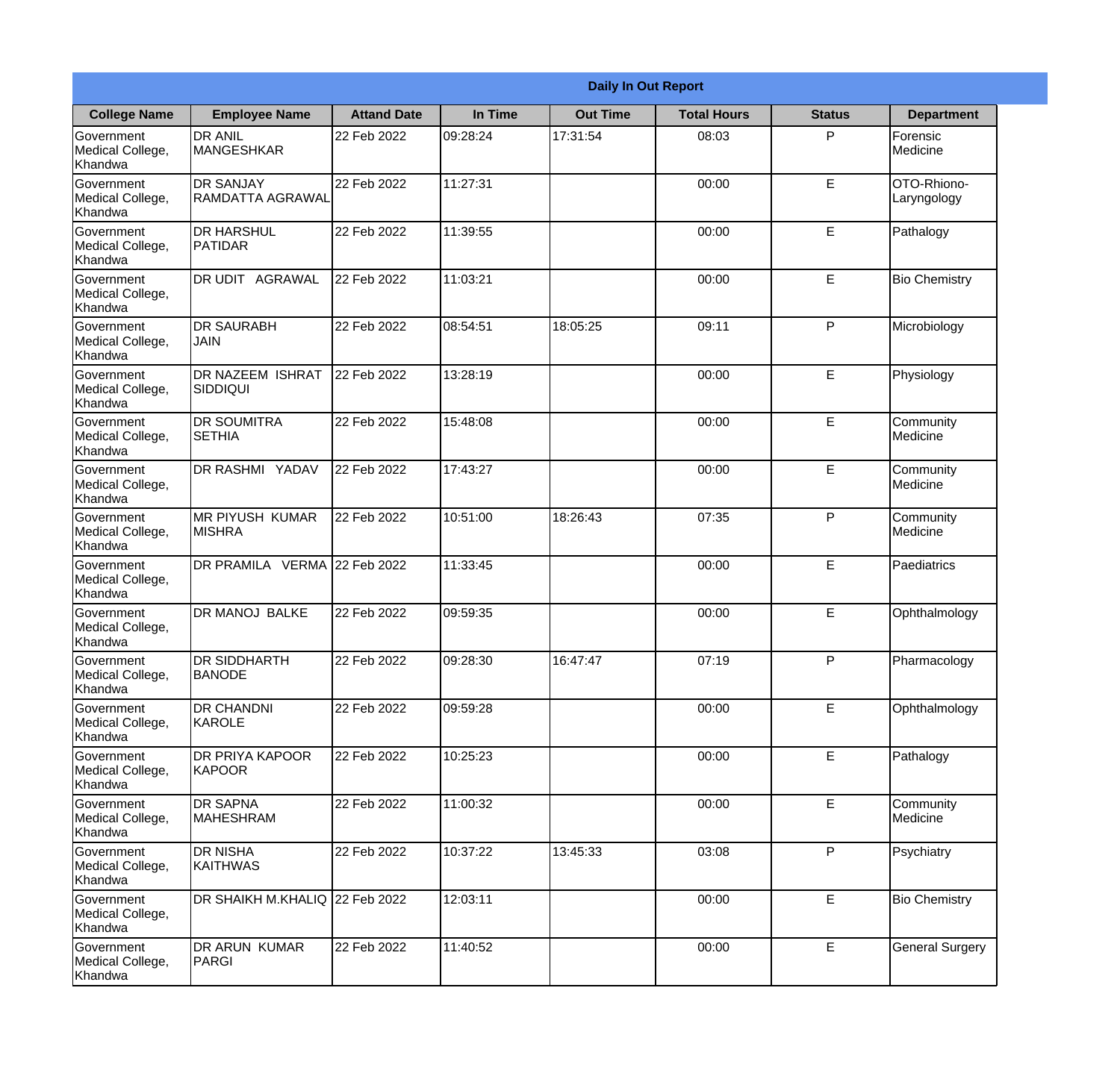# Daily In Out Report

| College Name | Employee Name | Attand Date | In Time | Out Time | Total Hours | Status | Department |
|---|---|---|---|---|---|---|---|
| Government Medical College, Khandwa | DR ANIL MANGESHKAR | 22 Feb 2022 | 09:28:24 | 17:31:54 | 08:03 | P | Forensic Medicine |
| Government Medical College, Khandwa | DR SANJAY RAMDATTA AGRAWAL | 22 Feb 2022 | 11:27:31 | | 00:00 | E | OTO-Rhiono-Laryngology |
| Government Medical College, Khandwa | DR HARSHUL PATIDAR | 22 Feb 2022 | 11:39:55 | | 00:00 | E | Pathalogy |
| Government Medical College, Khandwa | DR UDIT AGRAWAL | 22 Feb 2022 | 11:03:21 | | 00:00 | E | Bio Chemistry |
| Government Medical College, Khandwa | DR SAURABH JAIN | 22 Feb 2022 | 08:54:51 | 18:05:25 | 09:11 | P | Microbiology |
| Government Medical College, Khandwa | DR NAZEEM ISHRAT SIDDIQUI | 22 Feb 2022 | 13:28:19 | | 00:00 | E | Physiology |
| Government Medical College, Khandwa | DR SOUMITRA SETHIA | 22 Feb 2022 | 15:48:08 | | 00:00 | E | Community Medicine |
| Government Medical College, Khandwa | DR RASHMI YADAV | 22 Feb 2022 | 17:43:27 | | 00:00 | E | Community Medicine |
| Government Medical College, Khandwa | MR PIYUSH KUMAR MISHRA | 22 Feb 2022 | 10:51:00 | 18:26:43 | 07:35 | P | Community Medicine |
| Government Medical College, Khandwa | DR PRAMILA VERMA | 22 Feb 2022 | 11:33:45 | | 00:00 | E | Paediatrics |
| Government Medical College, Khandwa | DR MANOJ BALKE | 22 Feb 2022 | 09:59:35 | | 00:00 | E | Ophthalmology |
| Government Medical College, Khandwa | DR SIDDHARTH BANODE | 22 Feb 2022 | 09:28:30 | 16:47:47 | 07:19 | P | Pharmacology |
| Government Medical College, Khandwa | DR CHANDNI KAROLE | 22 Feb 2022 | 09:59:28 | | 00:00 | E | Ophthalmology |
| Government Medical College, Khandwa | DR PRIYA KAPOOR KAPOOR | 22 Feb 2022 | 10:25:23 | | 00:00 | E | Pathalogy |
| Government Medical College, Khandwa | DR SAPNA MAHESHRAM | 22 Feb 2022 | 11:00:32 | | 00:00 | E | Community Medicine |
| Government Medical College, Khandwa | DR NISHA KAITHWAS | 22 Feb 2022 | 10:37:22 | 13:45:33 | 03:08 | P | Psychiatry |
| Government Medical College, Khandwa | DR SHAIKH M.KHALIQ | 22 Feb 2022 | 12:03:11 | | 00:00 | E | Bio Chemistry |
| Government Medical College, Khandwa | DR ARUN KUMAR PARGI | 22 Feb 2022 | 11:40:52 | | 00:00 | E | General Surgery |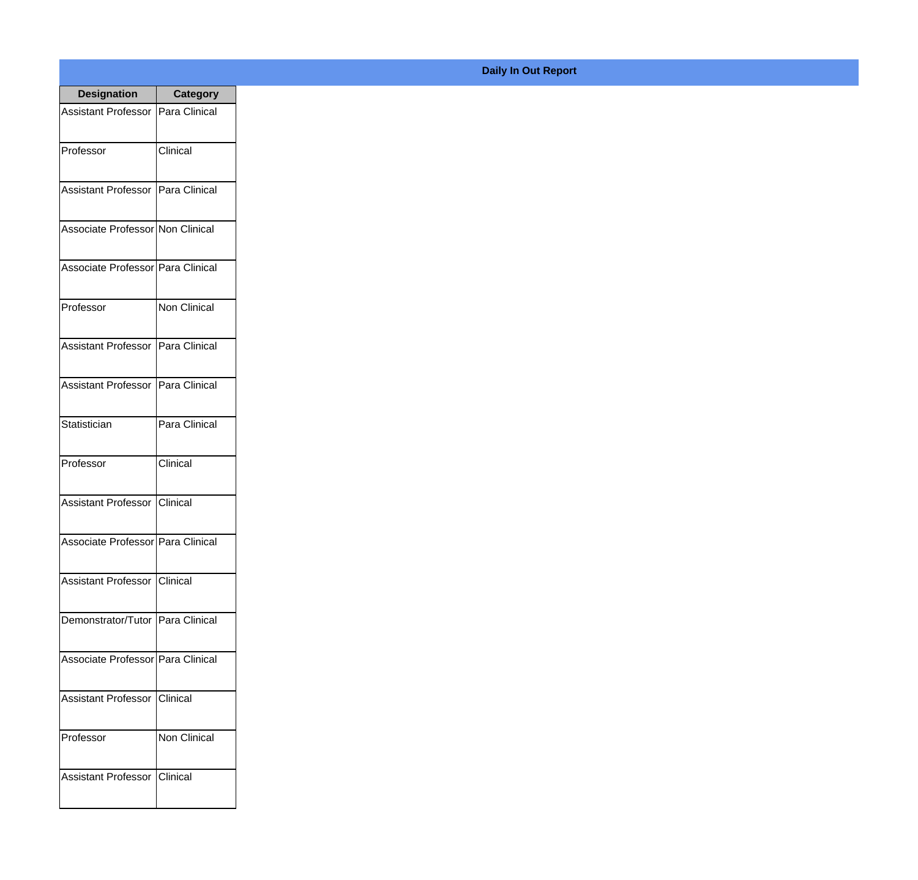**Daily In Out Report**

| Designation | Category |
|---|---|
| Assistant Professor | Para Clinical |
| Professor | Clinical |
| Assistant Professor | Para Clinical |
| Associate Professor | Non Clinical |
| Associate Professor | Para Clinical |
| Professor | Non Clinical |
| Assistant Professor | Para Clinical |
| Assistant Professor | Para Clinical |
| Statistician | Para Clinical |
| Professor | Clinical |
| Assistant Professor | Clinical |
| Associate Professor | Para Clinical |
| Assistant Professor | Clinical |
| Demonstrator/Tutor | Para Clinical |
| Associate Professor | Para Clinical |
| Assistant Professor | Clinical |
| Professor | Non Clinical |
| Assistant Professor | Clinical |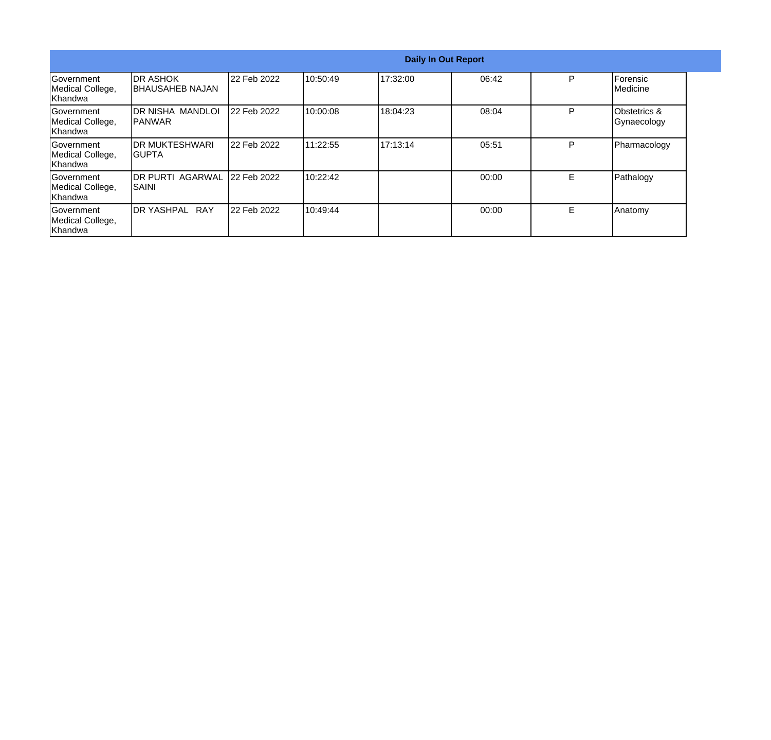| Daily In Out Report | | | | | | | |
|---|---|---|---|---|---|---|---|
| Government Medical College, Khandwa | DR ASHOK BHAUSAHEB NAJAN | 22 Feb 2022 | 10:50:49 | 17:32:00 | 06:42 | P | Forensic Medicine |
| Government Medical College, Khandwa | DR NISHA MANDLOI PANWAR | 22 Feb 2022 | 10:00:08 | 18:04:23 | 08:04 | P | Obstetrics & Gynaecology |
| Government Medical College, Khandwa | DR MUKTESHWARI GUPTA | 22 Feb 2022 | 11:22:55 | 17:13:14 | 05:51 | P | Pharmacology |
| Government Medical College, Khandwa | DR PURTI AGARWAL SAINI | 22 Feb 2022 | 10:22:42 | | 00:00 | E | Pathalogy |
| Government Medical College, Khandwa | DR YASHPAL RAY | 22 Feb 2022 | 10:49:44 | | 00:00 | E | Anatomy |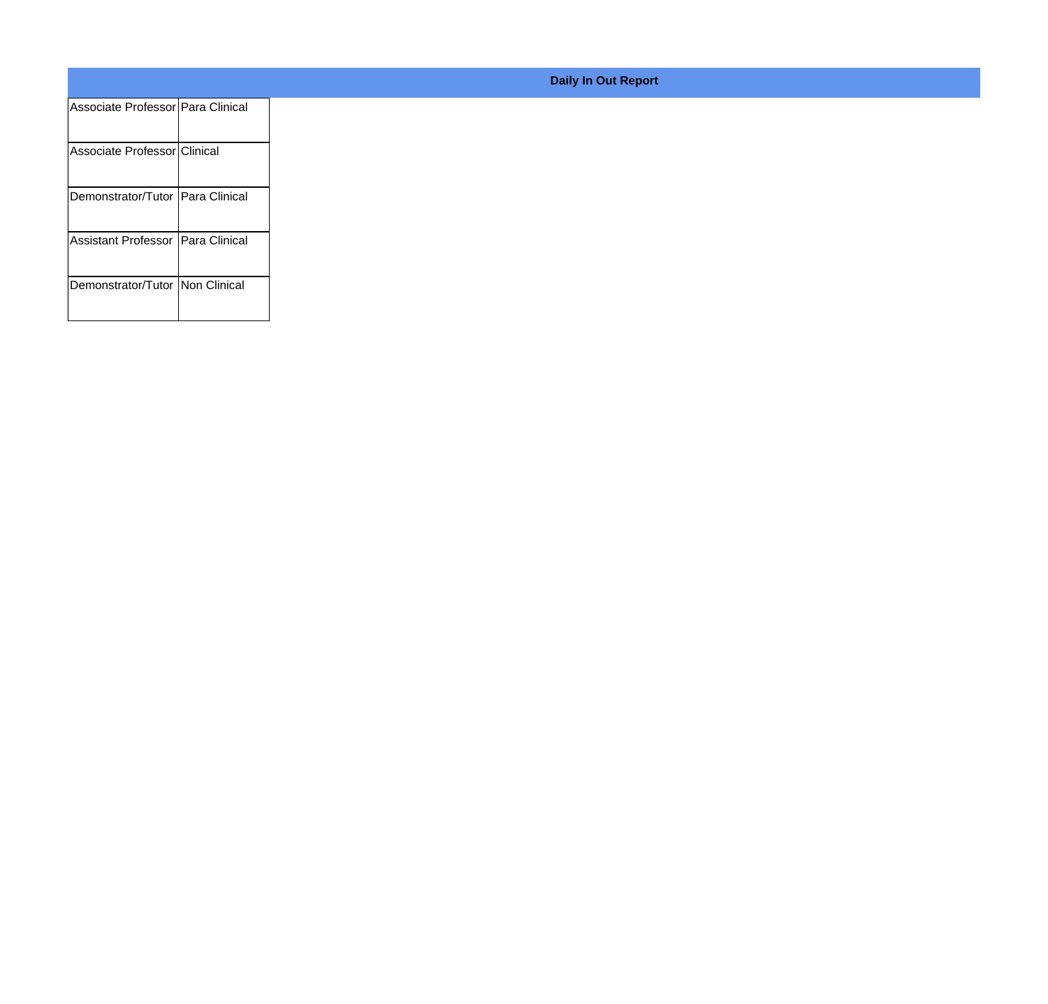**Daily In Out Report**

| | |
|---|---|
| Associate Professor | Para Clinical |
| Associate Professor | Clinical |
| Demonstrator/Tutor | Para Clinical |
| Assistant Professor | Para Clinical |
| Demonstrator/Tutor | Non Clinical |